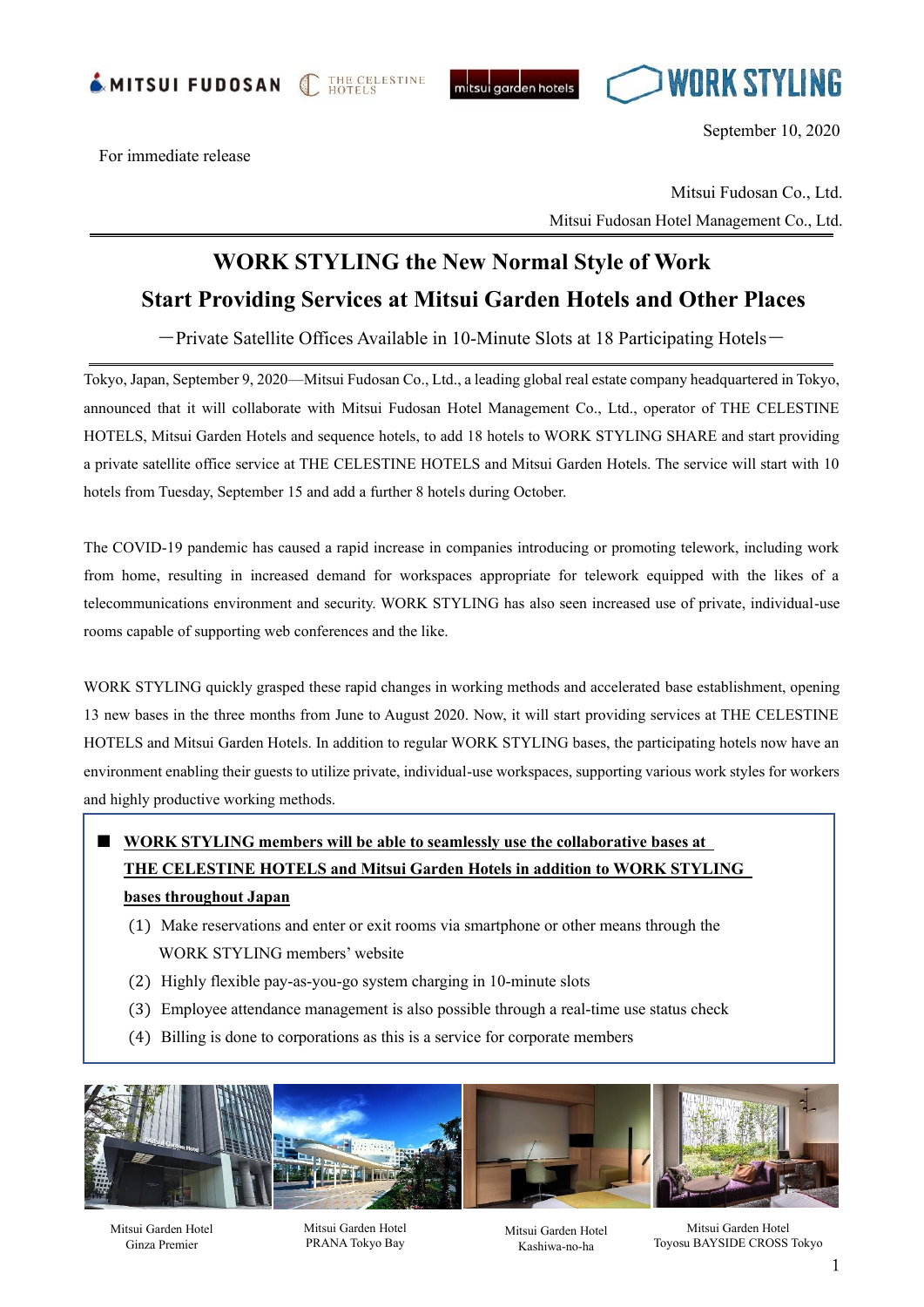September 10, 2020

For immediate release

Mitsui Fudosan Co., Ltd.
Mitsui Fudosan Hotel Management Co., Ltd.

# WORK STYLING the New Normal Style of Work
# Start Providing Services at Mitsui Garden Hotels and Other Places

－Private Satellite Offices Available in 10-Minute Slots at 18 Participating Hotels－

Tokyo, Japan, September 9, 2020—Mitsui Fudosan Co., Ltd., a leading global real estate company headquartered in Tokyo, announced that it will collaborate with Mitsui Fudosan Hotel Management Co., Ltd., operator of THE CELESTINE HOTELS, Mitsui Garden Hotels and sequence hotels, to add 18 hotels to WORK STYLING SHARE and start providing a private satellite office service at THE CELESTINE HOTELS and Mitsui Garden Hotels. The service will start with 10 hotels from Tuesday, September 15 and add a further 8 hotels during October.

The COVID-19 pandemic has caused a rapid increase in companies introducing or promoting telework, including work from home, resulting in increased demand for workspaces appropriate for telework equipped with the likes of a telecommunications environment and security. WORK STYLING has also seen increased use of private, individual-use rooms capable of supporting web conferences and the like.

WORK STYLING quickly grasped these rapid changes in working methods and accelerated base establishment, opening 13 new bases in the three months from June to August 2020. Now, it will start providing services at THE CELESTINE HOTELS and Mitsui Garden Hotels. In addition to regular WORK STYLING bases, the participating hotels now have an environment enabling their guests to utilize private, individual-use workspaces, supporting various work styles for workers and highly productive working methods.

■ **WORK STYLING members will be able to seamlessly use the collaborative bases at THE CELESTINE HOTELS and Mitsui Garden Hotels in addition to WORK STYLING bases throughout Japan**

(1) Make reservations and enter or exit rooms via smartphone or other means through the WORK STYLING members' website
(2) Highly flexible pay-as-you-go system charging in 10-minute slots
(3) Employee attendance management is also possible through a real-time use status check
(4) Billing is done to corporations as this is a service for corporate members

Mitsui Garden Hotel Ginza Premier

Mitsui Garden Hotel PRANA Tokyo Bay

Mitsui Garden Hotel Kashiwa-no-ha

Mitsui Garden Hotel Toyosu BAYSIDE CROSS Tokyo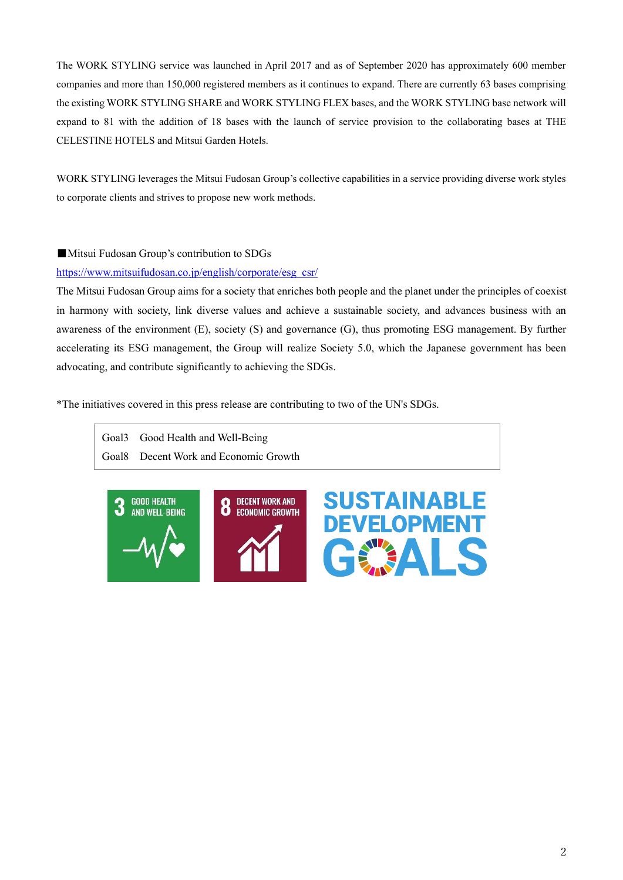The WORK STYLING service was launched in April 2017 and as of September 2020 has approximately 600 member companies and more than 150,000 registered members as it continues to expand. There are currently 63 bases comprising the existing WORK STYLING SHARE and WORK STYLING FLEX bases, and the WORK STYLING base network will expand to 81 with the addition of 18 bases with the launch of service provision to the collaborating bases at THE CELESTINE HOTELS and Mitsui Garden Hotels.

WORK STYLING leverages the Mitsui Fudosan Group's collective capabilities in a service providing diverse work styles to corporate clients and strives to propose new work methods.

■Mitsui Fudosan Group's contribution to SDGs

https://www.mitsuifudosan.co.jp/english/corporate/esg_csr/

The Mitsui Fudosan Group aims for a society that enriches both people and the planet under the principles of coexist in harmony with society, link diverse values and achieve a sustainable society, and advances business with an awareness of the environment (E), society (S) and governance (G), thus promoting ESG management. By further accelerating its ESG management, the Group will realize Society 5.0, which the Japanese government has been advocating, and contribute significantly to achieving the SDGs.

*The initiatives covered in this press release are contributing to two of the UN's SDGs.

| | |
|---|---|
| Goal3 | Good Health and Well-Being |
| Goal8 | Decent Work and Economic Growth |